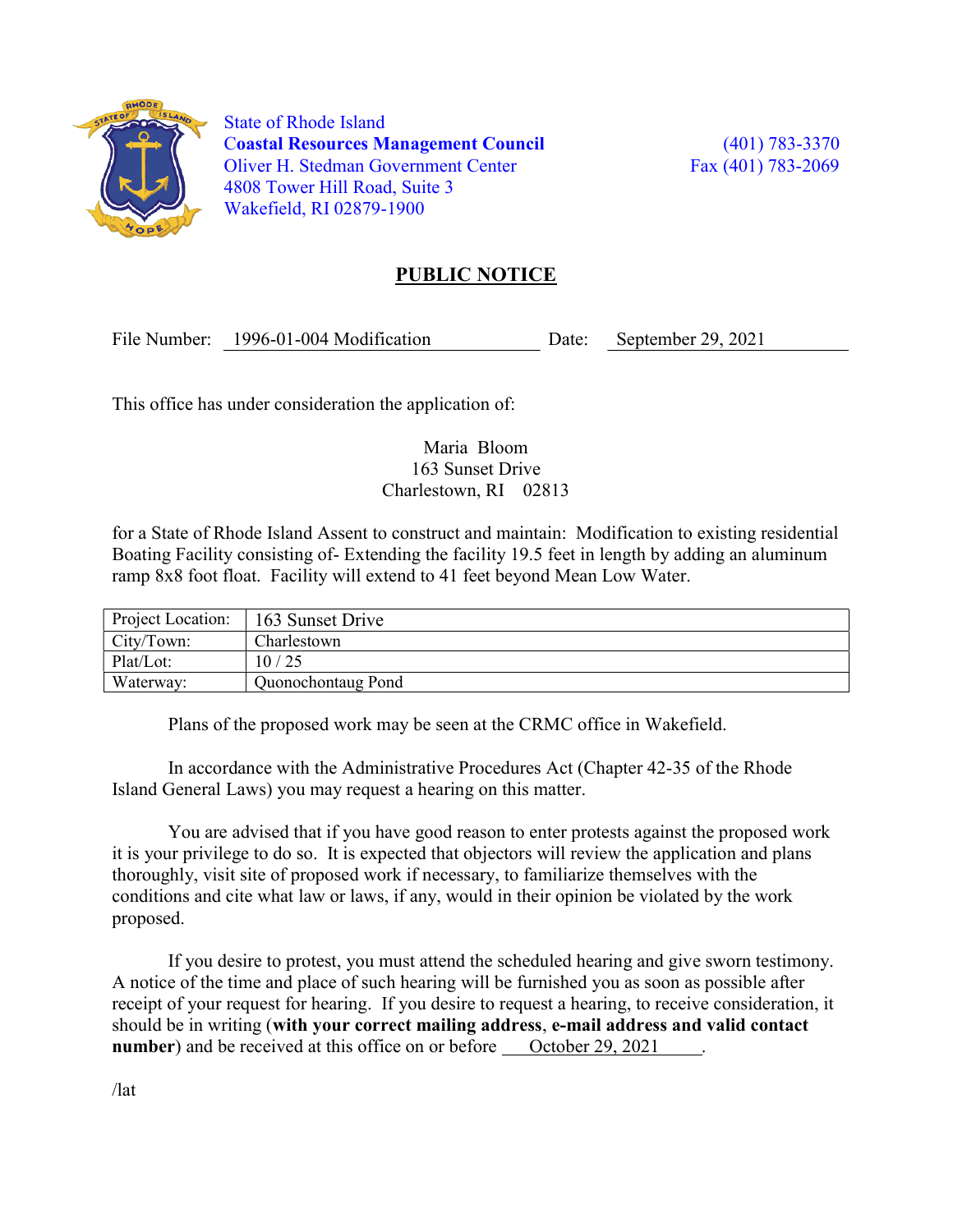State of Rhode Island
**Coastal Resources Management Council**
Oliver H. Stedman Government Center
4808 Tower Hill Road, Suite 3
Wakefield, RI 02879-1900

(401) 783-3370
Fax (401) 783-2069

# PUBLIC NOTICE

File Number: 1996-01-004 Modification    Date: September 29, 2021

This office has under consideration the application of:

Maria Bloom
163 Sunset Drive
Charlestown, RI 02813

for a State of Rhode Island Assent to construct and maintain: Modification to existing residential Boating Facility consisting of- Extending the facility 19.5 feet in length by adding an aluminum ramp 8x8 foot float. Facility will extend to 41 feet beyond Mean Low Water.

| Project Location: | 163 Sunset Drive |
|---|---|
| City/Town: | Charlestown |
| Plat/Lot: | 10 / 25 |
| Waterway: | Quonochontaug Pond |

Plans of the proposed work may be seen at the CRMC office in Wakefield.

In accordance with the Administrative Procedures Act (Chapter 42-35 of the Rhode Island General Laws) you may request a hearing on this matter.

You are advised that if you have good reason to enter protests against the proposed work it is your privilege to do so. It is expected that objectors will review the application and plans thoroughly, visit site of proposed work if necessary, to familiarize themselves with the conditions and cite what law or laws, if any, would in their opinion be violated by the work proposed.

If you desire to protest, you must attend the scheduled hearing and give sworn testimony. A notice of the time and place of such hearing will be furnished you as soon as possible after receipt of your request for hearing. If you desire to request a hearing, to receive consideration, it should be in writing (**with your correct mailing address**, **e-mail address and valid contact number**) and be received at this office on or before October 29, 2021.

/lat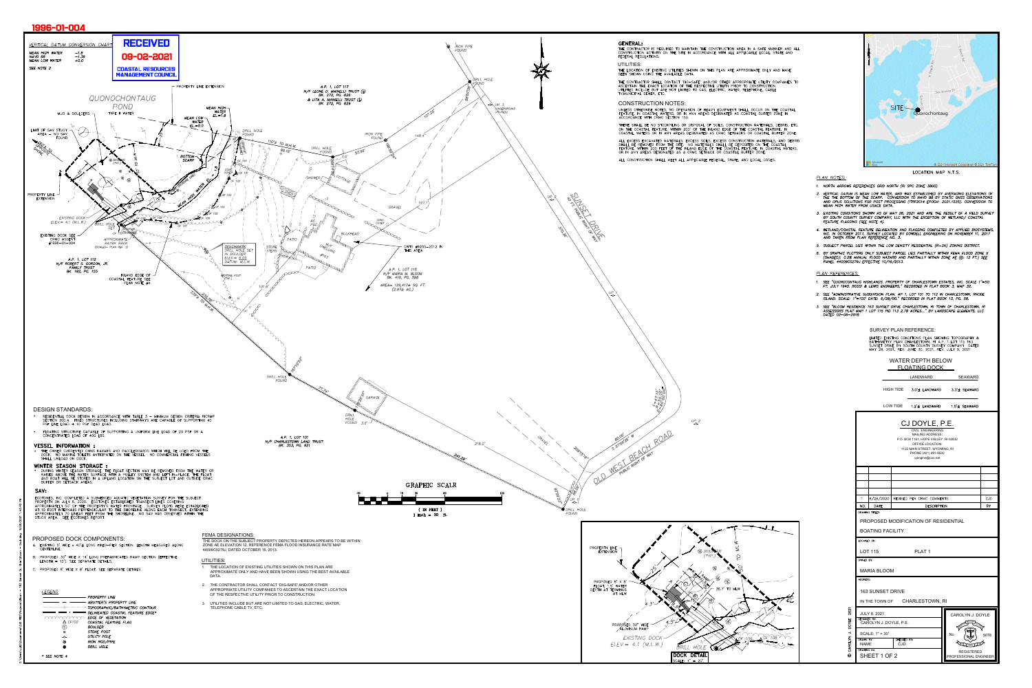1996-01-004

RECEIVED
09-02-2021
COASTAL RESOURCES MANAGEMENT COUNCIL

VERTICAL DATUM CONVERSION CHART

| | |
|---|---|
| MEAN HIGH WATER | -1.8 |
| NAVD 88 | -1.36 |
| MEAN LOW WATER | +0.0 |

SEE NOTE 2

## GENERAL:

THE CONTRACTOR IS REQUIRED TO MAINTAIN THE CONSTRUCTION AREA IN A SAFE MANNER AND ALL CONSTRUCTION ACTIVITY ON THE SITE IN ACCORDANCE WITH ALL APPLICABLE LOCAL, STATE AND FEDERAL REGULATIONS.

### UTILITIES:

THE LOCATION OF EXISTING UTILITIES SHOWN ON THIS PLAN ARE APPROXIMATE ONLY AND HAVE BEEN SHOWN USING THE AVAILABLE DATA.

THE CONTRACTOR SHALL CONTACT "DIG-SAFE" AND/OR OTHER APPROPRIATE UTILITY COMPANIES TO ASCERTAIN THE EXACT LOCATION OF THE RESPECTIVE UTILITY PRIOR TO CONSTRUCTION. UTILITIES INCLUDE BUT ARE NOT LIMITED TO GAS, ELECTRIC, WATER, TELEPHONE, CABLE TV/MUNICIPAL SEWER, ETC.

### CONSTRUCTION NOTES:

UNLESS OTHERWISE NOTED, NO OPERATION OF HEAVY EQUIPMENT SHALL OCCUR ON THE COASTAL FEATURE, IN COASTAL WATERS, OR IN ANY AREAS DESIGNATED AS COASTAL BUFFER ZONE IN ACCORDANCE WITH CRMC SECTION 150.

THERE SHALL BE NO STOCKPILING OR DISPOSAL OF SOILS, CONSTRUCTION MATERIALS, DEBRIS, ETC. ON THE COASTAL FEATURE, WITHIN 200' OF THE INLAND EDGE OF THE COASTAL FEATURE, IN COASTAL WATERS OR IN ANY AREAS DESIGNATED AS CRMC SETBACKS OR COASTAL BUFFER ZONE.

ALL EXCESS EXCAVATED MATERIALS, EXCESS SOILS, EXCESS CONSTRUCTION MATERIALS, AND DEBRIS SHALL BE REMOVED FROM THE SITE. NO MATERIALS SHALL BE DEPOSITED ON THE COASTAL FEATURE, WITHIN 200 FEET OF THE INLAND EDGE OF THE COASTAL FEATURE, IN COASTAL WATERS, OR IN ANY AREAS DESIGNATED AS A CRMC SETBACK OR COASTAL BUFFER ZONE.

ALL CONSTRUCTION SHALL MEET ALL APPLICABLE FEDERAL, STATE, AND LOCAL CODES.

LOCATION MAP N.T.S.

SITE
Quonochontaug

### PLAN NOTES:

1. NORTH ARROWS REFERENCES GRID NORTH (RI SPC ZONE 3800).
2. VERTICAL DATUM IS MEAN LOW WATER, AND WAS ESTABLISHED BY AVERAGING ELEVATIONS OF THE THE BOTTOM OF THE SCARP. CONVERSION TO NAVD 88 BY STATIC GNSS OBSERVATIONS AND OPUS SOLUTIONS FOR POST-PROCESSING (ITRF2014 EPOCH: 2021.1525). CONVERSION TO MEAN HIGH WATER FROM USACE DATA.
3. EXISTING CONDITIONS SHOWN AS OF MAY 26, 2021 AND ARE THE RESULT OF A FIELD SURVEY BY SOUTH COUNTY SURVEY COMPANY, LLC WITH THE EXCEPTION OF WETLAND/ COASTAL FEATURE FLAGGING (SEE NOTE 4).
4. WETLAND/COASTAL FEATURE DELINEATION AND FLAGGING COMPLETED BY APPLIED BIOSYSTEMS, INC. IN OCTOBER 2017, SURVEY LOCATED BY DOWDELL ENGINEERING ON NOVEMBER 11, 2017 AND TAKEN FROM PLAN REFERENCE NO. 3.
5. SUBJECT PARCEL LIES WITHIN THE LOW DENSITY RESIDENTIAL (R-3A) ZONING DISTRICT.
6. BY GRAPHIC PLOTTING ONLY SUBJECT PARCEL LIES PARTIALLY WITHIN FEMA FLOOD ZONE X (SHADED): 0.2% ANNUAL FLOOD HAZARD AND PARTIALLY WITHIN ZONE AE (EL 12 FT.) SEE PANEL 44009C0276J EFFECTIVE 10/16/2013.

### PLAN REFERENCES:

1. SEE "QUONOCONTAUG HIGHLANDS, PROPERTY OF CHARLESTOWN ESTATES, INC. SCALE 1"=50 FT. JULY 1940, ROSSI & LEWIS ENGINEERS." RECORDED IN PLAT BOOK 3, MAP 32.
2. SEE "ADMINISTRATIVE SUBDIVISION PLAN, AP 1, LOT 101 TO 112 IN CHARLESTOWN, RHODE ISLAND. SCALE: 1"=100' DATE: 6/28/00." RECORDED IN PLAT BOOK 13, PG. 56.
3. SEE "BLOOM RESIDENCE 163 SUNSET DRIVE CHARLESTOWN, RI TOWN OF CHARLESTOWN, RI ASSESSOR'S PLAT MAP 1 LOT 115 PIO 113 2.79 ACRES..." BY LANDSCAPE ELEMENTS, LLC DATED 02-06-2018.

### SURVEY PLAN REFERENCE:

LIMITED EXISTING CONDITIONS PLAN SHOWING TOPOGRAPHY & BATHYMETRY PLAN CHARLESTOWN, RI A.P. 1 LOT 115 163 SUNSET DRIVE BY SOUTH COUNTY SURVEY COMPANY. DATED MAY 28, 2021, REV. JUNE 30, 2021, REV. JULY 9, 2021

### WATER DEPTH BELOW FLOATING DOCK

| | LANDWARD | SEAWARD |
|---|---|---|
| HIGH TIDE | 3.0'± LANDWARD | 3.3'± SEAWARD |
| LOW TIDE | 1.2'± LANDWARD | 1.5'± SEAWARD |

### CJ DOYLE, P.E.

CIVIL ENGINEERING
MAILING ADDRESS:
P.O. BOX 1161, HOPE VALLEY, RI 02832
OFFICE LOCATION
1122 MAIN STREET, WYOMING, RI
PHONE (401) 491-9630
cjengine@cox.net

| NO. | DATE | DESCRIPTION | BY |
|---|---|---|---|
| 1 | 8/29/2021 | REVISED PER CRMC COMMENTS | CJD |

DRAWING TITLE: PROPOSED MODIFICATION OF RESIDENTIAL BOATING FACILITY

LOCATED ON: LOT 115 PLAT 1

OWNED BY: MARIA BLOOM

ADDRESS: 163 SUNSET DRIVE IN THE TOWN OF CHARLESTOWN, RI

JULY 8, 2021

DESIGNED BY: CAROLYN J. DOYLE, P.E.

SCALE: 1" = 30'

DRAWN BY: NAME — CHECKED BY: CJD

DRAWING NO.: SHEET 1 OF 2

CAROLYN J. DOYLE No. 5078 REGISTERED PROFESSIONAL ENGINEER

© CAROLYN J. DOYLE 2021

QUONOCHONTAUG POND

A.P. 1, LOT 117
N/F LEONE G. MANELLI TRUST (½) BK. 272, PG. 626
& LITA A. MANELLI TRUST (½) BK. 272, PG. 629

A.P. 1, LOT 112
N/F ROBERT S. GORDON JR. FAMILY TRUST BK. 192, PG. 155

A.P. 1, LOT 115
N/F MARIA M. BLOOM BK. 416, PG. 598
AREA= 129,417± SQ. FT. (2.97± AC.)

A.P. 1, LOT 101
N/F CHARLESTOWN LAND TRUST BK. 353, PG. 921

SUNSET DRIVE 40 FT. PUBLIC RIGHT OF WAY

OLD WEST BEACH ROAD PUBLIC RIGHT OF WAY

BENCHMARK: DRILL HOLE SET IN BOULDER ELEV.= 8.03 DATUM: M.L.W.

EXISTING DOCK ELEV.= 4.1 (M.L.W.)

EXISTING DOCK SEE CRMC ASSENT #1996-01-004

INLAND EDGE OF COASTAL FEATURE SEE PLAN NOTE #4

LIMIT OF SAV STUDY AREA — NO SAV FOUND

MEAN HIGH WATER EL.=1.8
MEAN LOW WATER EL.=0.0

### DESIGN STANDARDS:

- RESIDENTIAL DOCK DESIGN IN ACCORDANCE WITH TABLE 3 – MINIMUM DESIGN CRITERIA RICRMP SECTION 300.4. FIXED STRUCTURES INCLUDING STAIRWAYS ARE CAPABLE OF SUPPORTING 40 PSF LIVE LOAD + 10 PSF DEAD LOAD.
- FLOATING STRUCTURE CAPABLE OF SUPPORTING A UNIFORM LIVE LOAD OF 20 PSF OR A CONCENTRATED LOAD OF 400 LBS.

### VESSEL INFORMATION :

- THE OWNER CURRENTLY OWNS KAYAKS AND PADDLEBOARDS WHICH WILL BE USED FROM THE DOCK. NO MARINE TOILETS ANTICIPATED ON THE VESSEL. NO COMMERCIAL FISHING VESSELS SHALL UNLOAD ON DOCK.

### WINTER SEASON STORAGE :

- DURING WINTER SEASON STORAGE, THE FLOAT SECTION MAY BE REMOVED FROM THE WATER OR RAISED ABOVE THE WATER SURFACE WITH A PULLEY SYSTEM AND LEFT IN-PLACE. THE FLOAT AND BOAT WILL BE STORED IN A UPLAND LOCATION ON THE SUBJECT LOT AND OUTSIDE CRMC BUFFER OR SETBACK AREAS.

### SAV:

ECOTONES, INC. COMPLETED A SUBMERGED AQUATIC VEGETATION SURVEY FOR THE SUBJECT PROPERTY ON JULY 8, 2020. ECOTONES ESTABLISHED TRANSECT LINES COVERING APPROXIMATELY 50' OF THE PROPERTY'S WATER FRONTAGE. SURVEY PLOTS WERE ESTABLISHED AT 10 FOOT INTERVALS PERPENDICULAR TO THE SHORELINE ALONG EACH TRANSECT, EXTENDING APPROXIMATELY 70 LINEAR FEET FROM THE SHORELINE. NO SAV WAS OBSERVED WITHIN THE STUDY AREA. SEE ECOTONES REPORT.

### PROPOSED DOCK COMPONENTS:

A. EXISTING 5' WIDE × 42'± LONG FIXED-PIER SECTION, LENGTH MEASURED ALONG CENTERLINE.
B. PROPOSED 30" WIDE X 14' LONG PREFABRICATED RAMP SECTION (EFFECTIVE LENGTH = 12'). SEE SEPARATE DETAILS.
C. PROPOSED 8' WIDE X 8' FLOAT. SEE SEPARATE DETAILS.

### FEMA DESIGNATIONS:

THE DOCK ON THE SUBJECT PROPERTY DEPICTED HEREON APPEARS TO BE WITHIN ZONE AE ELEVATION 12, REFERENCE FEMA FLOOD INSURANCE RATE MAP 44009C0276J, DATED OCTOBER 16, 2013.

### UTILITIES:

1. THE LOCATION OF EXISTING UTILITIES SHOWN ON THIS PLAN ARE APPROXIMATE ONLY AND HAVE BEEN SHOWN USING THE BEST AVAILABLE DATA.
2. THE CONTRACTOR SHALL CONTACT 'DIG-SAFE' AND/OR OTHER APPROPRIATE UTILITY COMPANIES TO ASCERTAIN THE EXACT LOCATION OF THE RESPECTIVE UTILITY PRIOR TO CONSTRUCTION.
3. UTILITIES INCLUDE BUT ARE NOT LIMITED TO GAS, ELECTRIC, WATER, TELEPHONE CABLE TV, ETC.

GRAPHIC SCALE
( IN FEET )
1 inch = 30 ft.

### LEGEND

- PROPERTY LINE
- ABUTTER'S PROPERTY LINE
- TOPOGRAPHIC/BATHYMETRIC CONTOUR
- DELINEATED COASTAL FEATURE EDGE*
- EDGE OF VEGETATION
- COASTAL FEATURE FLAG
- BOULDER
- STONE POST
- UTILITY POLE
- IRON ROD/PIPE
- DRILL HOLE

\* SEE NOTE 4

DOCK DETAIL
SCALE: 1" = 20'

PROPOSED 8' X 8' FLOAT. 1.5' WATER DEPTH AT TERMINUS AT MLW

PROPOSED 30" WIDE ALUMINUM RAMP

EXISTING DOCK ELEV.= 4.1 (M.L.W.)

35.7' TO MLW